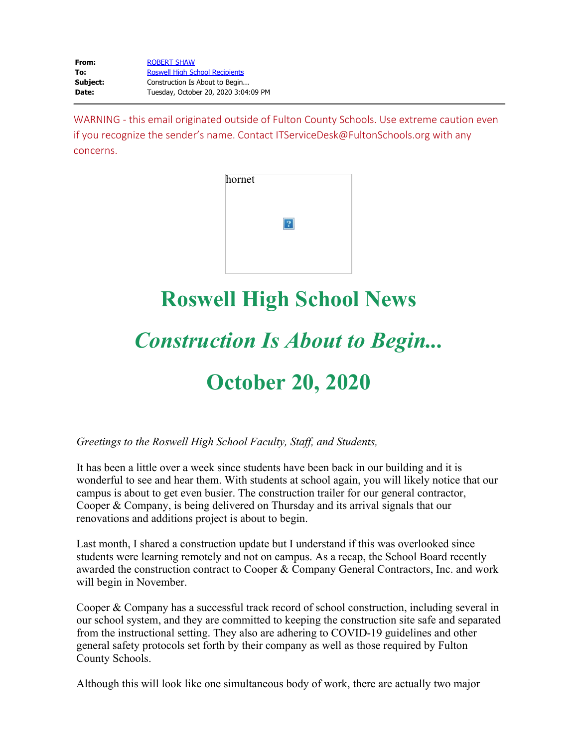**From:** ROBERT SHAW
**To:** Roswell High School Recipients
**Subject:** Construction Is About to Begin...
**Date:** Tuesday, October 20, 2020 3:04:09 PM

---

WARNING - this email originated outside of Fulton County Schools. Use extreme caution even if you recognize the sender's name. Contact ITServiceDesk@FultonSchools.org with any concerns.

hornet

# Roswell High School News

# *Construction Is About to Begin...*

# October 20, 2020

*Greetings to the Roswell High School Faculty, Staff, and Students,*

It has been a little over a week since students have been back in our building and it is wonderful to see and hear them. With students at school again, you will likely notice that our campus is about to get even busier. The construction trailer for our general contractor, Cooper & Company, is being delivered on Thursday and its arrival signals that our renovations and additions project is about to begin.

Last month, I shared a construction update but I understand if this was overlooked since students were learning remotely and not on campus. As a recap, the School Board recently awarded the construction contract to Cooper & Company General Contractors, Inc. and work will begin in November.

Cooper & Company has a successful track record of school construction, including several in our school system, and they are committed to keeping the construction site safe and separated from the instructional setting. They also are adhering to COVID-19 guidelines and other general safety protocols set forth by their company as well as those required by Fulton County Schools.

Although this will look like one simultaneous body of work, there are actually two major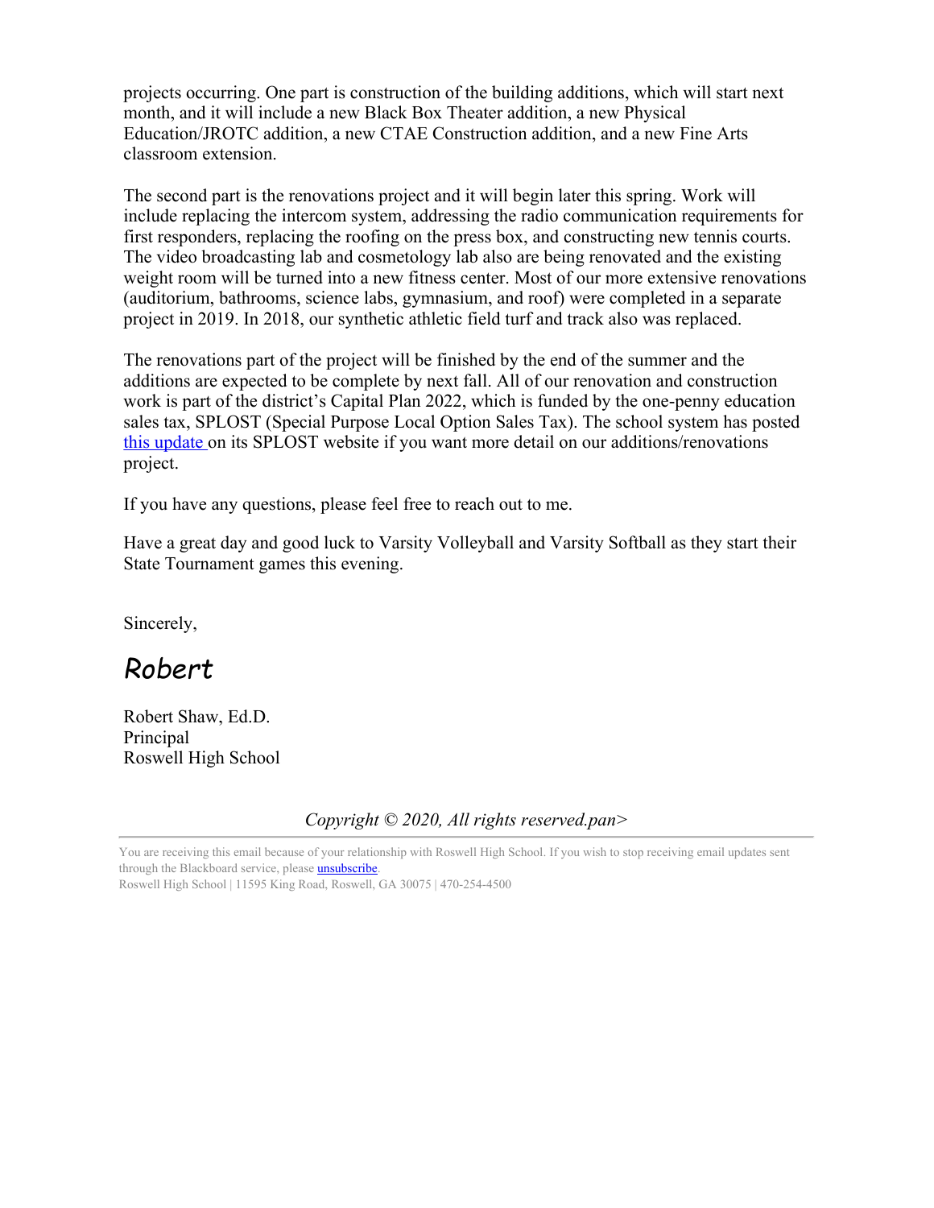projects occurring. One part is construction of the building additions, which will start next month, and it will include a new Black Box Theater addition, a new Physical Education/JROTC addition, a new CTAE Construction addition, and a new Fine Arts classroom extension.

The second part is the renovations project and it will begin later this spring. Work will include replacing the intercom system, addressing the radio communication requirements for first responders, replacing the roofing on the press box, and constructing new tennis courts. The video broadcasting lab and cosmetology lab also are being renovated and the existing weight room will be turned into a new fitness center. Most of our more extensive renovations (auditorium, bathrooms, science labs, gymnasium, and roof) were completed in a separate project in 2019. In 2018, our synthetic athletic field turf and track also was replaced.

The renovations part of the project will be finished by the end of the summer and the additions are expected to be complete by next fall. All of our renovation and construction work is part of the district's Capital Plan 2022, which is funded by the one-penny education sales tax, SPLOST (Special Purpose Local Option Sales Tax). The school system has posted [this update](#) on its SPLOST website if you want more detail on our additions/renovations project.

If you have any questions, please feel free to reach out to me.

Have a great day and good luck to Varsity Volleyball and Varsity Softball as they start their State Tournament games this evening.

Sincerely,

*Robert*

Robert Shaw, Ed.D.
Principal
Roswell High School

*Copyright © 2020, All rights reserved.pan>*

---

You are receiving this email because of your relationship with Roswell High School. If you wish to stop receiving email updates sent through the Blackboard service, please [unsubscribe](#).
Roswell High School | 11595 King Road, Roswell, GA 30075 | 470-254-4500